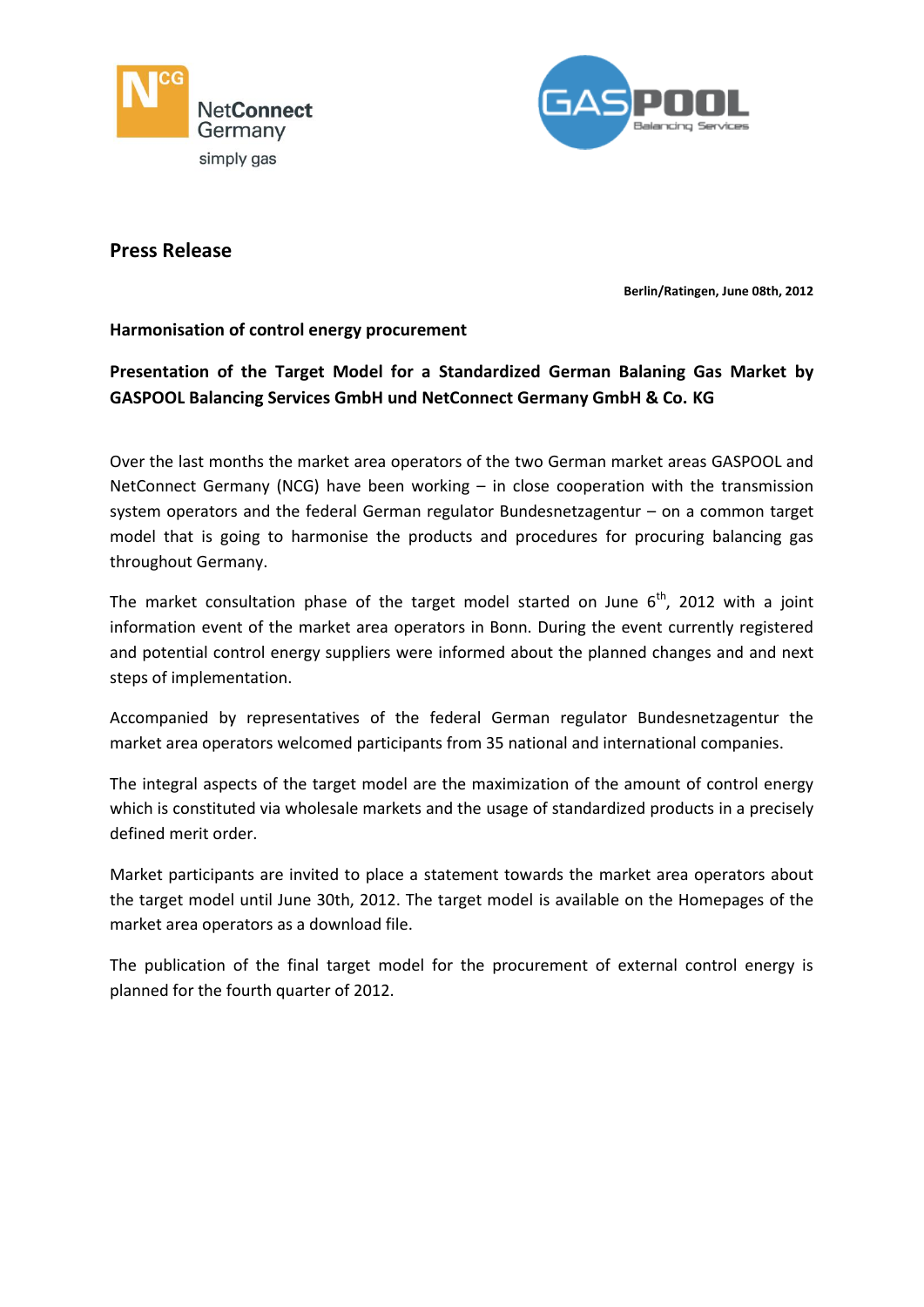# Press Release

**Berlin/Ratingen, June 08th, 2012**

**Harmonisation of control energy procurement**

**Presentation of the Target Model for a Standardized German Balaning Gas Market by GASPOOL Balancing Services GmbH und NetConnect Germany GmbH & Co. KG**

Over the last months the market area operators of the two German market areas GASPOOL and NetConnect Germany (NCG) have been working – in close cooperation with the transmission system operators and the federal German regulator Bundesnetzagentur – on a common target model that is going to harmonise the products and procedures for procuring balancing gas throughout Germany.

The market consultation phase of the target model started on June 6th, 2012 with a joint information event of the market area operators in Bonn. During the event currently registered and potential control energy suppliers were informed about the planned changes and and next steps of implementation.

Accompanied by representatives of the federal German regulator Bundesnetzagentur the market area operators welcomed participants from 35 national and international companies.

The integral aspects of the target model are the maximization of the amount of control energy which is constituted via wholesale markets and the usage of standardized products in a precisely defined merit order.

Market participants are invited to place a statement towards the market area operators about the target model until June 30th, 2012. The target model is available on the Homepages of the market area operators as a download file.

The publication of the final target model for the procurement of external control energy is planned for the fourth quarter of 2012.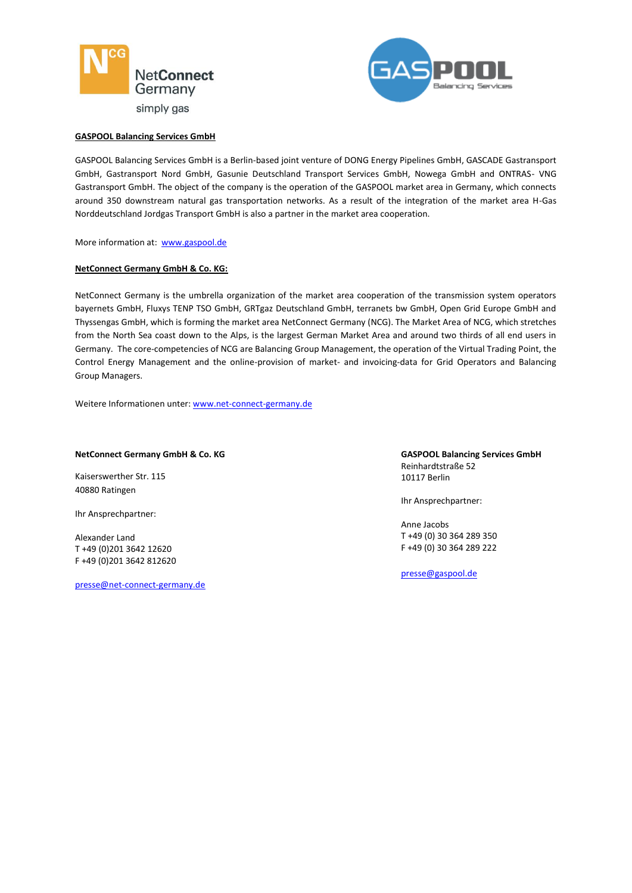**GASPOOL Balancing Services GmbH**

GASPOOL Balancing Services GmbH is a Berlin-based joint venture of DONG Energy Pipelines GmbH, GASCADE Gastransport GmbH, Gastransport Nord GmbH, Gasunie Deutschland Transport Services GmbH, Nowega GmbH and ONTRAS- VNG Gastransport GmbH. The object of the company is the operation of the GASPOOL market area in Germany, which connects around 350 downstream natural gas transportation networks. As a result of the integration of the market area H-Gas Norddeutschland Jordgas Transport GmbH is also a partner in the market area cooperation.

More information at: [www.gaspool.de](http://www.gaspool.de)

**NetConnect Germany GmbH & Co. KG:**

NetConnect Germany is the umbrella organization of the market area cooperation of the transmission system operators bayernets GmbH, Fluxys TENP TSO GmbH, GRTgaz Deutschland GmbH, terranets bw GmbH, Open Grid Europe GmbH and Thyssengas GmbH, which is forming the market area NetConnect Germany (NCG). The Market Area of NCG, which stretches from the North Sea coast down to the Alps, is the largest German Market Area and around two thirds of all end users in Germany. The core-competencies of NCG are Balancing Group Management, the operation of the Virtual Trading Point, the Control Energy Management and the online-provision of market- and invoicing-data for Grid Operators and Balancing Group Managers.

Weitere Informationen unter: [www.net-connect-germany.de](http://www.net-connect-germany.de)

**NetConnect Germany GmbH & Co. KG**

Kaiserswerther Str. 115
40880 Ratingen

Ihr Ansprechpartner:

Alexander Land
T +49 (0)201 3642 12620
F +49 (0)201 3642 812620

[presse@net-connect-germany.de](mailto:presse@net-connect-germany.de)

**GASPOOL Balancing Services GmbH**
Reinhardtstraße 52
10117 Berlin

Ihr Ansprechpartner:

Anne Jacobs
T +49 (0) 30 364 289 350
F +49 (0) 30 364 289 222

[presse@gaspool.de](mailto:presse@gaspool.de)